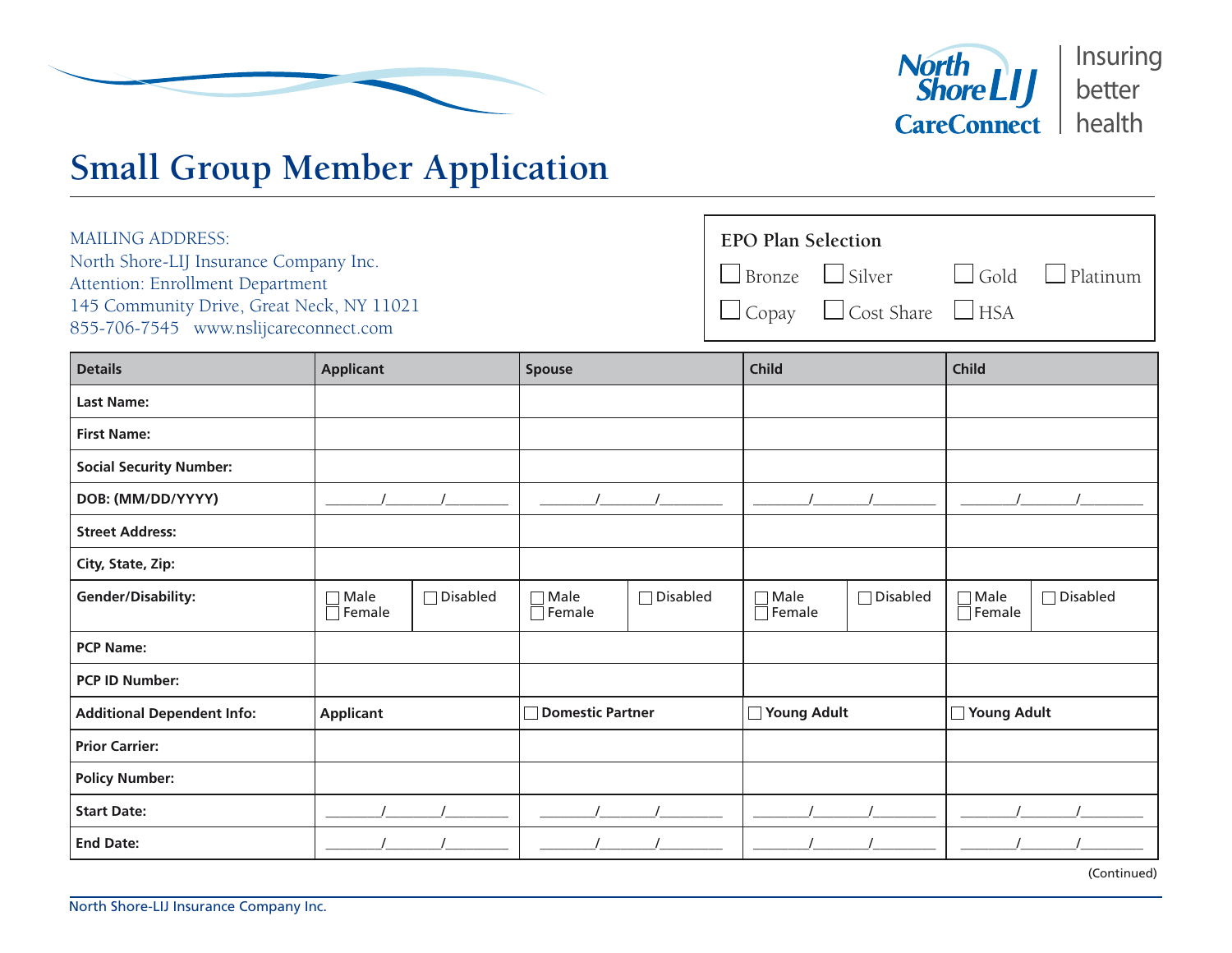North Shore LIJ CareConnect | Insuring better health

# Small Group Member Application

MAILING ADDRESS:
North Shore-LIJ Insurance Company Inc.
Attention: Enrollment Department
145 Community Drive, Great Neck, NY 11021
855-706-7545   www.nslijcareconnect.com

**EPO Plan Selection**

☐ Bronze ☐ Silver ☐ Gold ☐ Platinum
☐ Copay ☐ Cost Share ☐ HSA

| Details | Applicant | Spouse | Child | Child |
|---|---|---|---|---|
| **Last Name:** | | | | |
| **First Name:** | | | | |
| **Social Security Number:** | | | | |
| **DOB: (MM/DD/YYYY)** | ____/____/____ | ____/____/____ | ____/____/____ | ____/____/____ |
| **Street Address:** | | | | |
| **City, State, Zip:** | | | | |
| **Gender/Disability:** | ☐ Male ☐ Female ☐ Disabled | ☐ Male ☐ Female ☐ Disabled | ☐ Male ☐ Female ☐ Disabled | ☐ Male ☐ Female ☐ Disabled |
| **PCP Name:** | | | | |
| **PCP ID Number:** | | | | |
| **Additional Dependent Info:** | **Applicant** | ☐ **Domestic Partner** | ☐ **Young Adult** | ☐ **Young Adult** |
| **Prior Carrier:** | | | | |
| **Policy Number:** | | | | |
| **Start Date:** | ____/____/____ | ____/____/____ | ____/____/____ | ____/____/____ |
| **End Date:** | ____/____/____ | ____/____/____ | ____/____/____ | ____/____/____ |

(Continued)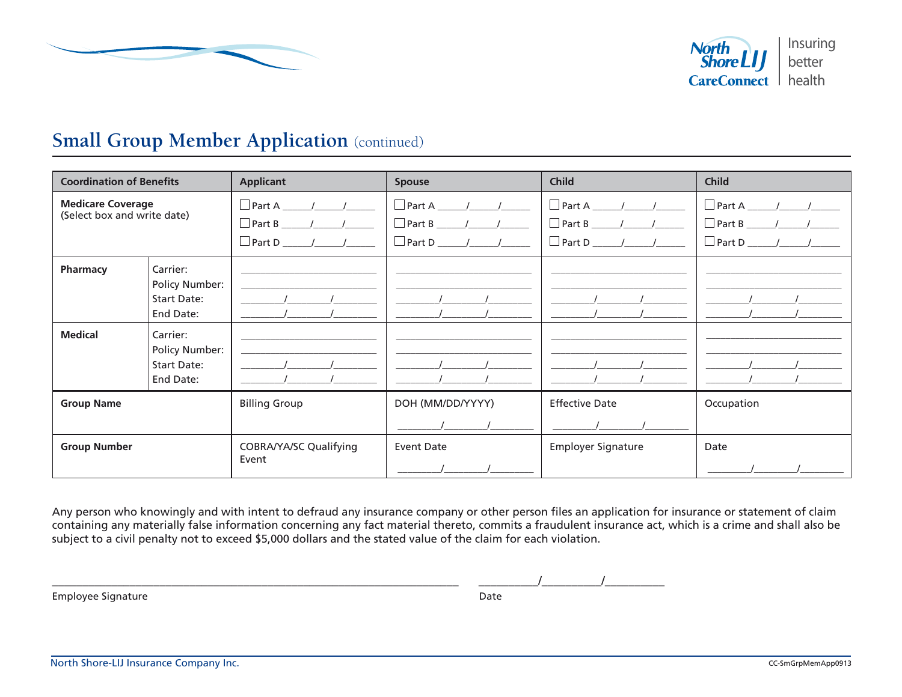## Small Group Member Application (continued)

| Coordination of Benefits | | Applicant | Spouse | Child | Child |
|---|---|---|---|---|---|
| **Medicare Coverage** (Select box and write date) | | ☐ Part A ____/____/____ ☐ Part B ____/____/____ ☐ Part D ____/____/____ | ☐ Part A ____/____/____ ☐ Part B ____/____/____ ☐ Part D ____/____/____ | ☐ Part A ____/____/____ ☐ Part B ____/____/____ ☐ Part D ____/____/____ | ☐ Part A ____/____/____ ☐ Part B ____/____/____ ☐ Part D ____/____/____ |
| **Pharmacy** | Carrier: | | | | |
| | Policy Number: | | | | |
| | Start Date: | ____/____/____ | ____/____/____ | ____/____/____ | ____/____/____ |
| | End Date: | ____/____/____ | ____/____/____ | ____/____/____ | ____/____/____ |
| **Medical** | Carrier: | | | | |
| | Policy Number: | | | | |
| | Start Date: | ____/____/____ | ____/____/____ | ____/____/____ | ____/____/____ |
| | End Date: | ____/____/____ | ____/____/____ | ____/____/____ | ____/____/____ |
| **Group Name** | | Billing Group | DOH (MM/DD/YYYY) ____/____/____ | Effective Date ____/____/____ | Occupation |
| **Group Number** | | COBRA/YA/SC Qualifying Event | Event Date ____/____/____ | Employer Signature | Date ____/____/____ |

Any person who knowingly and with intent to defraud any insurance company or other person files an application for insurance or statement of claim containing any materially false information concerning any fact material thereto, commits a fraudulent insurance act, which is a crime and shall also be subject to a civil penalty not to exceed $5,000 dollars and the stated value of the claim for each violation.

______________________________________________ ____/____/____

Employee Signature Date

North Shore-LIJ Insurance Company Inc.

CC-SmGrpMemApp0913